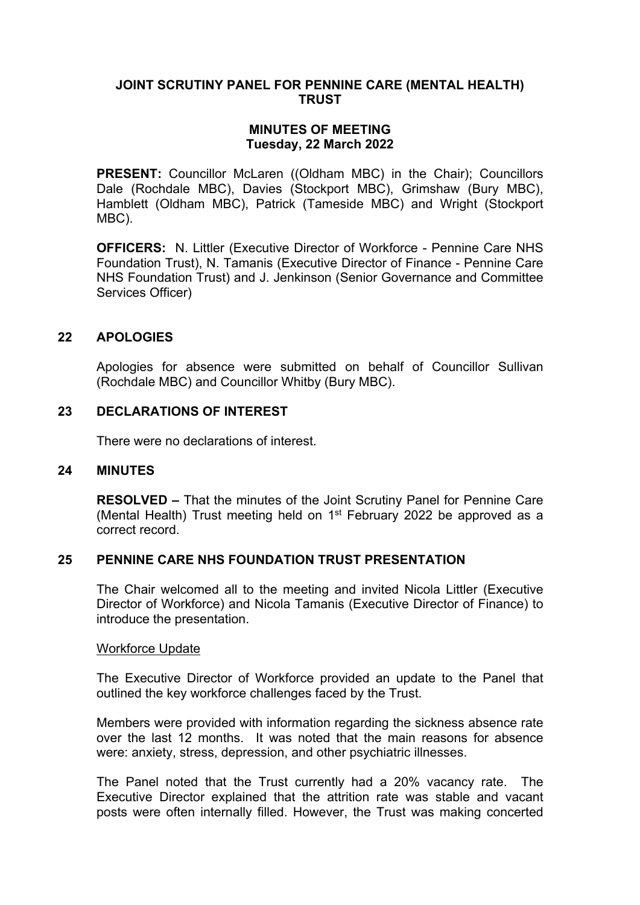# JOINT SCRUTINY PANEL FOR PENNINE CARE (MENTAL HEALTH) TRUST

## MINUTES OF MEETING
## Tuesday, 22 March 2022

**PRESENT:** Councillor McLaren ((Oldham MBC) in the Chair); Councillors Dale (Rochdale MBC), Davies (Stockport MBC), Grimshaw (Bury MBC), Hamblett (Oldham MBC), Patrick (Tameside MBC) and Wright (Stockport MBC).

**OFFICERS:** N. Littler (Executive Director of Workforce - Pennine Care NHS Foundation Trust), N. Tamanis (Executive Director of Finance - Pennine Care NHS Foundation Trust) and J. Jenkinson (Senior Governance and Committee Services Officer)

### 22 APOLOGIES

Apologies for absence were submitted on behalf of Councillor Sullivan (Rochdale MBC) and Councillor Whitby (Bury MBC).

### 23 DECLARATIONS OF INTEREST

There were no declarations of interest.

### 24 MINUTES

**RESOLVED –** That the minutes of the Joint Scrutiny Panel for Pennine Care (Mental Health) Trust meeting held on 1st February 2022 be approved as a correct record.

### 25 PENNINE CARE NHS FOUNDATION TRUST PRESENTATION

The Chair welcomed all to the meeting and invited Nicola Littler (Executive Director of Workforce) and Nicola Tamanis (Executive Director of Finance) to introduce the presentation.

Workforce Update

The Executive Director of Workforce provided an update to the Panel that outlined the key workforce challenges faced by the Trust.

Members were provided with information regarding the sickness absence rate over the last 12 months. It was noted that the main reasons for absence were: anxiety, stress, depression, and other psychiatric illnesses.

The Panel noted that the Trust currently had a 20% vacancy rate. The Executive Director explained that the attrition rate was stable and vacant posts were often internally filled. However, the Trust was making concerted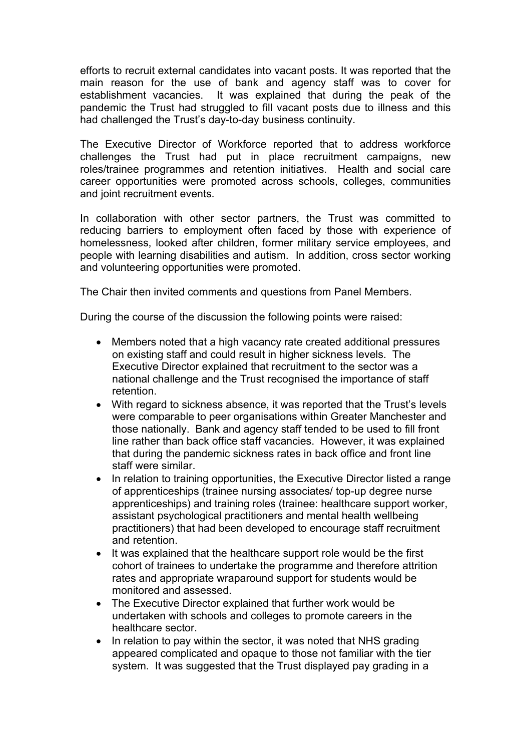efforts to recruit external candidates into vacant posts. It was reported that the main reason for the use of bank and agency staff was to cover for establishment vacancies. It was explained that during the peak of the pandemic the Trust had struggled to fill vacant posts due to illness and this had challenged the Trust's day-to-day business continuity.

The Executive Director of Workforce reported that to address workforce challenges the Trust had put in place recruitment campaigns, new roles/trainee programmes and retention initiatives. Health and social care career opportunities were promoted across schools, colleges, communities and joint recruitment events.

In collaboration with other sector partners, the Trust was committed to reducing barriers to employment often faced by those with experience of homelessness, looked after children, former military service employees, and people with learning disabilities and autism. In addition, cross sector working and volunteering opportunities were promoted.

The Chair then invited comments and questions from Panel Members.

During the course of the discussion the following points were raised:

- Members noted that a high vacancy rate created additional pressures on existing staff and could result in higher sickness levels. The Executive Director explained that recruitment to the sector was a national challenge and the Trust recognised the importance of staff retention.
- With regard to sickness absence, it was reported that the Trust's levels were comparable to peer organisations within Greater Manchester and those nationally. Bank and agency staff tended to be used to fill front line rather than back office staff vacancies. However, it was explained that during the pandemic sickness rates in back office and front line staff were similar.
- In relation to training opportunities, the Executive Director listed a range of apprenticeships (trainee nursing associates/ top-up degree nurse apprenticeships) and training roles (trainee: healthcare support worker, assistant psychological practitioners and mental health wellbeing practitioners) that had been developed to encourage staff recruitment and retention.
- It was explained that the healthcare support role would be the first cohort of trainees to undertake the programme and therefore attrition rates and appropriate wraparound support for students would be monitored and assessed.
- The Executive Director explained that further work would be undertaken with schools and colleges to promote careers in the healthcare sector.
- In relation to pay within the sector, it was noted that NHS grading appeared complicated and opaque to those not familiar with the tier system. It was suggested that the Trust displayed pay grading in a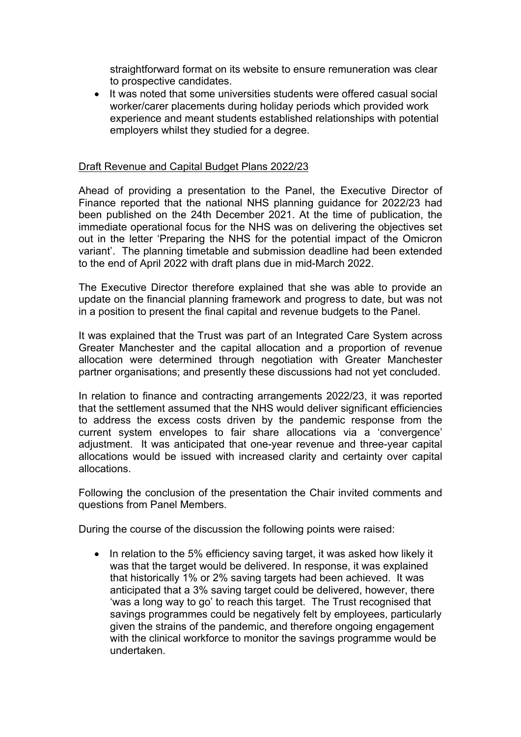straightforward format on its website to ensure remuneration was clear to prospective candidates.

- It was noted that some universities students were offered casual social worker/carer placements during holiday periods which provided work experience and meant students established relationships with potential employers whilst they studied for a degree.

## Draft Revenue and Capital Budget Plans 2022/23

Ahead of providing a presentation to the Panel, the Executive Director of Finance reported that the national NHS planning guidance for 2022/23 had been published on the 24th December 2021. At the time of publication, the immediate operational focus for the NHS was on delivering the objectives set out in the letter 'Preparing the NHS for the potential impact of the Omicron variant'. The planning timetable and submission deadline had been extended to the end of April 2022 with draft plans due in mid-March 2022.

The Executive Director therefore explained that she was able to provide an update on the financial planning framework and progress to date, but was not in a position to present the final capital and revenue budgets to the Panel.

It was explained that the Trust was part of an Integrated Care System across Greater Manchester and the capital allocation and a proportion of revenue allocation were determined through negotiation with Greater Manchester partner organisations; and presently these discussions had not yet concluded.

In relation to finance and contracting arrangements 2022/23, it was reported that the settlement assumed that the NHS would deliver significant efficiencies to address the excess costs driven by the pandemic response from the current system envelopes to fair share allocations via a 'convergence' adjustment. It was anticipated that one-year revenue and three-year capital allocations would be issued with increased clarity and certainty over capital allocations.

Following the conclusion of the presentation the Chair invited comments and questions from Panel Members.

During the course of the discussion the following points were raised:

- In relation to the 5% efficiency saving target, it was asked how likely it was that the target would be delivered. In response, it was explained that historically 1% or 2% saving targets had been achieved. It was anticipated that a 3% saving target could be delivered, however, there 'was a long way to go' to reach this target. The Trust recognised that savings programmes could be negatively felt by employees, particularly given the strains of the pandemic, and therefore ongoing engagement with the clinical workforce to monitor the savings programme would be undertaken.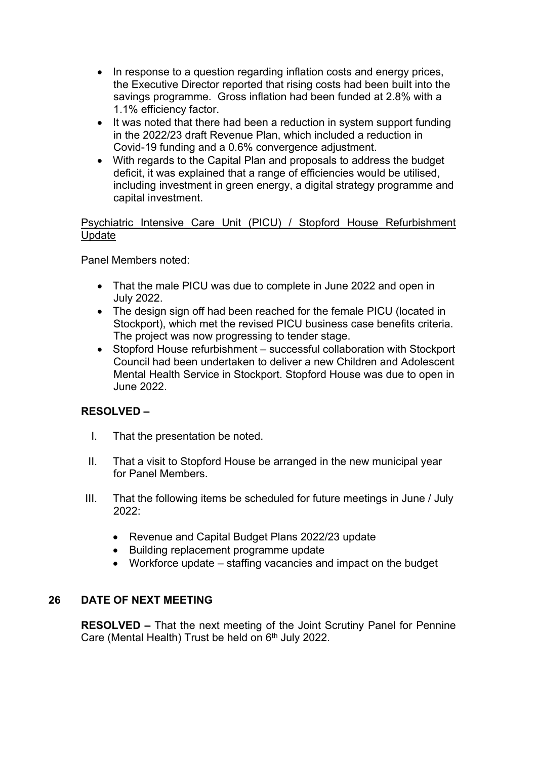- In response to a question regarding inflation costs and energy prices, the Executive Director reported that rising costs had been built into the savings programme. Gross inflation had been funded at 2.8% with a 1.1% efficiency factor.
- It was noted that there had been a reduction in system support funding in the 2022/23 draft Revenue Plan, which included a reduction in Covid-19 funding and a 0.6% convergence adjustment.
- With regards to the Capital Plan and proposals to address the budget deficit, it was explained that a range of efficiencies would be utilised, including investment in green energy, a digital strategy programme and capital investment.

Psychiatric Intensive Care Unit (PICU) / Stopford House Refurbishment Update

Panel Members noted:

- That the male PICU was due to complete in June 2022 and open in July 2022.
- The design sign off had been reached for the female PICU (located in Stockport), which met the revised PICU business case benefits criteria. The project was now progressing to tender stage.
- Stopford House refurbishment – successful collaboration with Stockport Council had been undertaken to deliver a new Children and Adolescent Mental Health Service in Stockport. Stopford House was due to open in June 2022.

**RESOLVED –**

I. That the presentation be noted.

II. That a visit to Stopford House be arranged in the new municipal year for Panel Members.

III. That the following items be scheduled for future meetings in June / July 2022:

- Revenue and Capital Budget Plans 2022/23 update
- Building replacement programme update
- Workforce update – staffing vacancies and impact on the budget

## 26 DATE OF NEXT MEETING

**RESOLVED –** That the next meeting of the Joint Scrutiny Panel for Pennine Care (Mental Health) Trust be held on 6th July 2022.